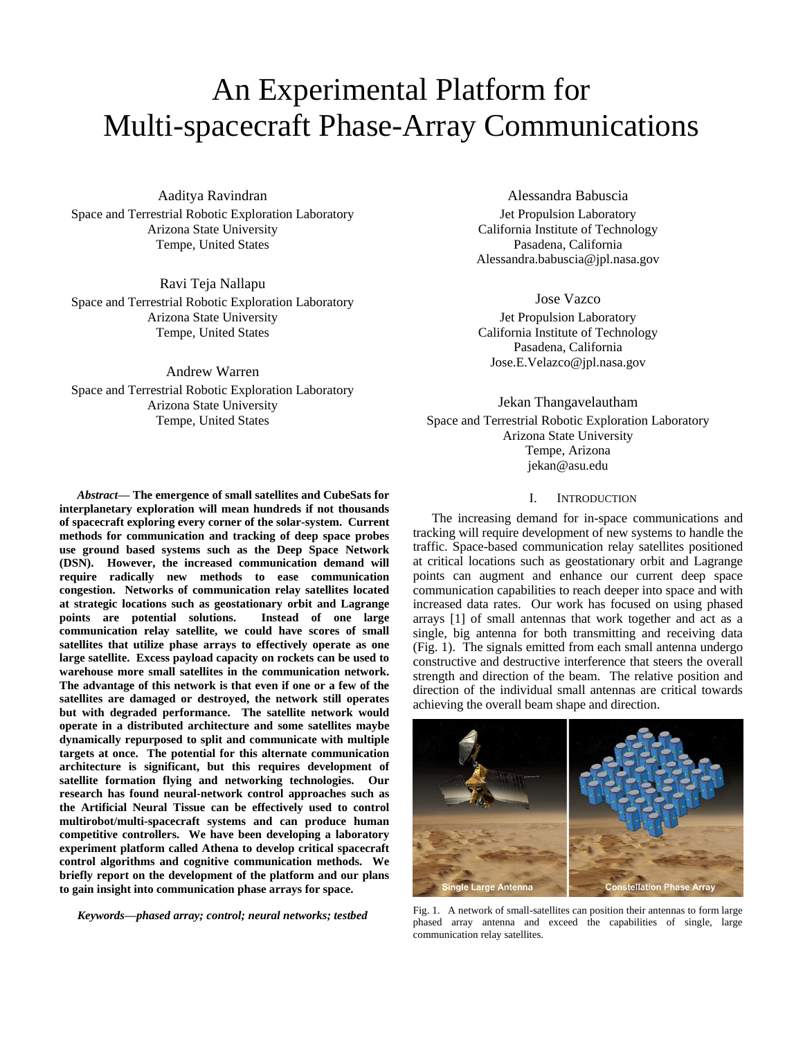# An Experimental Platform for Multi-spacecraft Phase-Array Communications

Aaditya Ravindran
Space and Terrestrial Robotic Exploration Laboratory
Arizona State University
Tempe, United States

Ravi Teja Nallapu
Space and Terrestrial Robotic Exploration Laboratory
Arizona State University
Tempe, United States

Andrew Warren
Space and Terrestrial Robotic Exploration Laboratory
Arizona State University
Tempe, United States

Alessandra Babuscia
Jet Propulsion Laboratory
California Institute of Technology
Pasadena, California
Alessandra.babuscia@jpl.nasa.gov

Jose Vazco
Jet Propulsion Laboratory
California Institute of Technology
Pasadena, California
Jose.E.Velazco@jpl.nasa.gov

Jekan Thangavelautham
Space and Terrestrial Robotic Exploration Laboratory
Arizona State University
Tempe, Arizona
jekan@asu.edu

***Abstract*— The emergence of small satellites and CubeSats for interplanetary exploration will mean hundreds if not thousands of spacecraft exploring every corner of the solar-system. Current methods for communication and tracking of deep space probes use ground based systems such as the Deep Space Network (DSN). However, the increased communication demand will require radically new methods to ease communication congestion. Networks of communication relay satellites located at strategic locations such as geostationary orbit and Lagrange points are potential solutions. Instead of one large communication relay satellite, we could have scores of small satellites that utilize phase arrays to effectively operate as one large satellite. Excess payload capacity on rockets can be used to warehouse more small satellites in the communication network. The advantage of this network is that even if one or a few of the satellites are damaged or destroyed, the network still operates but with degraded performance. The satellite network would operate in a distributed architecture and some satellites maybe dynamically repurposed to split and communicate with multiple targets at once. The potential for this alternate communication architecture is significant, but this requires development of satellite formation flying and networking technologies. Our research has found neural-network control approaches such as the Artificial Neural Tissue can be effectively used to control multirobot/multi-spacecraft systems and can produce human competitive controllers. We have been developing a laboratory experiment platform called Athena to develop critical spacecraft control algorithms and cognitive communication methods. We briefly report on the development of the platform and our plans to gain insight into communication phase arrays for space.**

***Keywords—phased array; control; neural networks; testbed***

## I. Introduction

The increasing demand for in-space communications and tracking will require development of new systems to handle the traffic. Space-based communication relay satellites positioned at critical locations such as geostationary orbit and Lagrange points can augment and enhance our current deep space communication capabilities to reach deeper into space and with increased data rates. Our work has focused on using phased arrays [1] of small antennas that work together and act as a single, big antenna for both transmitting and receiving data (Fig. 1). The signals emitted from each small antenna undergo constructive and destructive interference that steers the overall strength and direction of the beam. The relative position and direction of the individual small antennas are critical towards achieving the overall beam shape and direction.

Single Large Antenna

Constellation Phase Array

Fig. 1. A network of small-satellites can position their antennas to form large phased array antenna and exceed the capabilities of single, large communication relay satellites.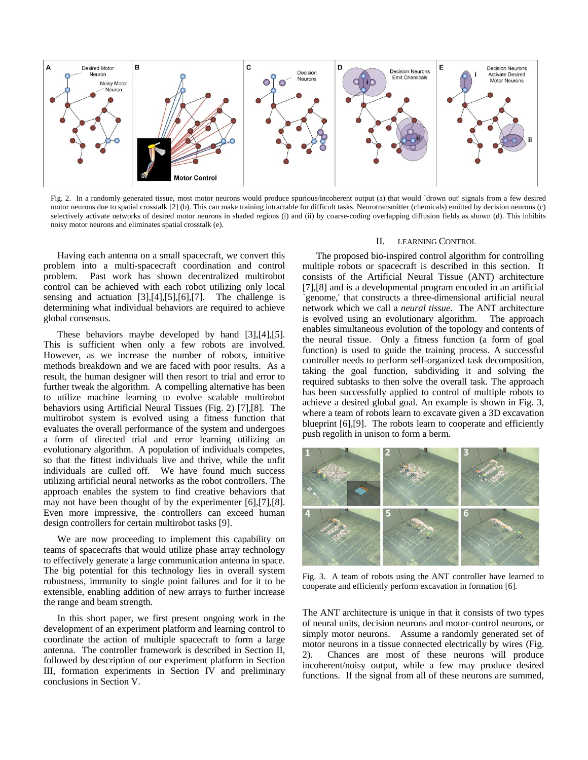Fig. 2. In a randomly generated tissue, most motor neurons would produce spurious/incoherent output (a) that would `drown out' signals from a few desired motor neurons due to spatial crosstalk [2] (b). This can make training intractable for difficult tasks. Neurotransmitter (chemicals) emitted by decision neurons (c) selectively activate networks of desired motor neurons in shaded regions (i) and (ii) by coarse-coding overlapping diffusion fields as shown (d). This inhibits noisy motor neurons and eliminates spatial crosstalk (e).

Having each antenna on a small spacecraft, we convert this problem into a multi-spacecraft coordination and control problem. Past work has shown decentralized multirobot control can be achieved with each robot utilizing only local sensing and actuation [3],[4],[5],[6],[7]. The challenge is determining what individual behaviors are required to achieve global consensus.

These behaviors maybe developed by hand [3],[4],[5]. This is sufficient when only a few robots are involved. However, as we increase the number of robots, intuitive methods breakdown and we are faced with poor results. As a result, the human designer will then resort to trial and error to further tweak the algorithm. A compelling alternative has been to utilize machine learning to evolve scalable multirobot behaviors using Artificial Neural Tissues (Fig. 2) [7],[8]. The multirobot system is evolved using a fitness function that evaluates the overall performance of the system and undergoes a form of directed trial and error learning utilizing an evolutionary algorithm. A population of individuals competes, so that the fittest individuals live and thrive, while the unfit individuals are culled off. We have found much success utilizing artificial neural networks as the robot controllers. The approach enables the system to find creative behaviors that may not have been thought of by the experimenter [6],[7],[8]. Even more impressive, the controllers can exceed human design controllers for certain multirobot tasks [9].

We are now proceeding to implement this capability on teams of spacecrafts that would utilize phase array technology to effectively generate a large communication antenna in space. The big potential for this technology lies in overall system robustness, immunity to single point failures and for it to be extensible, enabling addition of new arrays to further increase the range and beam strength.

In this short paper, we first present ongoing work in the development of an experiment platform and learning control to coordinate the action of multiple spacecraft to form a large antenna. The controller framework is described in Section II, followed by description of our experiment platform in Section III, formation experiments in Section IV and preliminary conclusions in Section V.

## II. Learning Control

The proposed bio-inspired control algorithm for controlling multiple robots or spacecraft is described in this section. It consists of the Artificial Neural Tissue (ANT) architecture [7],[8] and is a developmental program encoded in an artificial `genome,' that constructs a three-dimensional artificial neural network which we call a *neural tissue*. The ANT architecture is evolved using an evolutionary algorithm. The approach enables simultaneous evolution of the topology and contents of the neural tissue. Only a fitness function (a form of goal function) is used to guide the training process. A successful controller needs to perform self-organized task decomposition, taking the goal function, subdividing it and solving the required subtasks to then solve the overall task. The approach has been successfully applied to control of multiple robots to achieve a desired global goal. An example is shown in Fig. 3, where a team of robots learn to excavate given a 3D excavation blueprint [6],[9]. The robots learn to cooperate and efficiently push regolith in unison to form a berm.

Fig. 3. A team of robots using the ANT controller have learned to cooperate and efficiently perform excavation in formation [6].

The ANT architecture is unique in that it consists of two types of neural units, decision neurons and motor-control neurons, or simply motor neurons. Assume a randomly generated set of motor neurons in a tissue connected electrically by wires (Fig. 2). Chances are most of these neurons will produce incoherent/noisy output, while a few may produce desired functions. If the signal from all of these neurons are summed,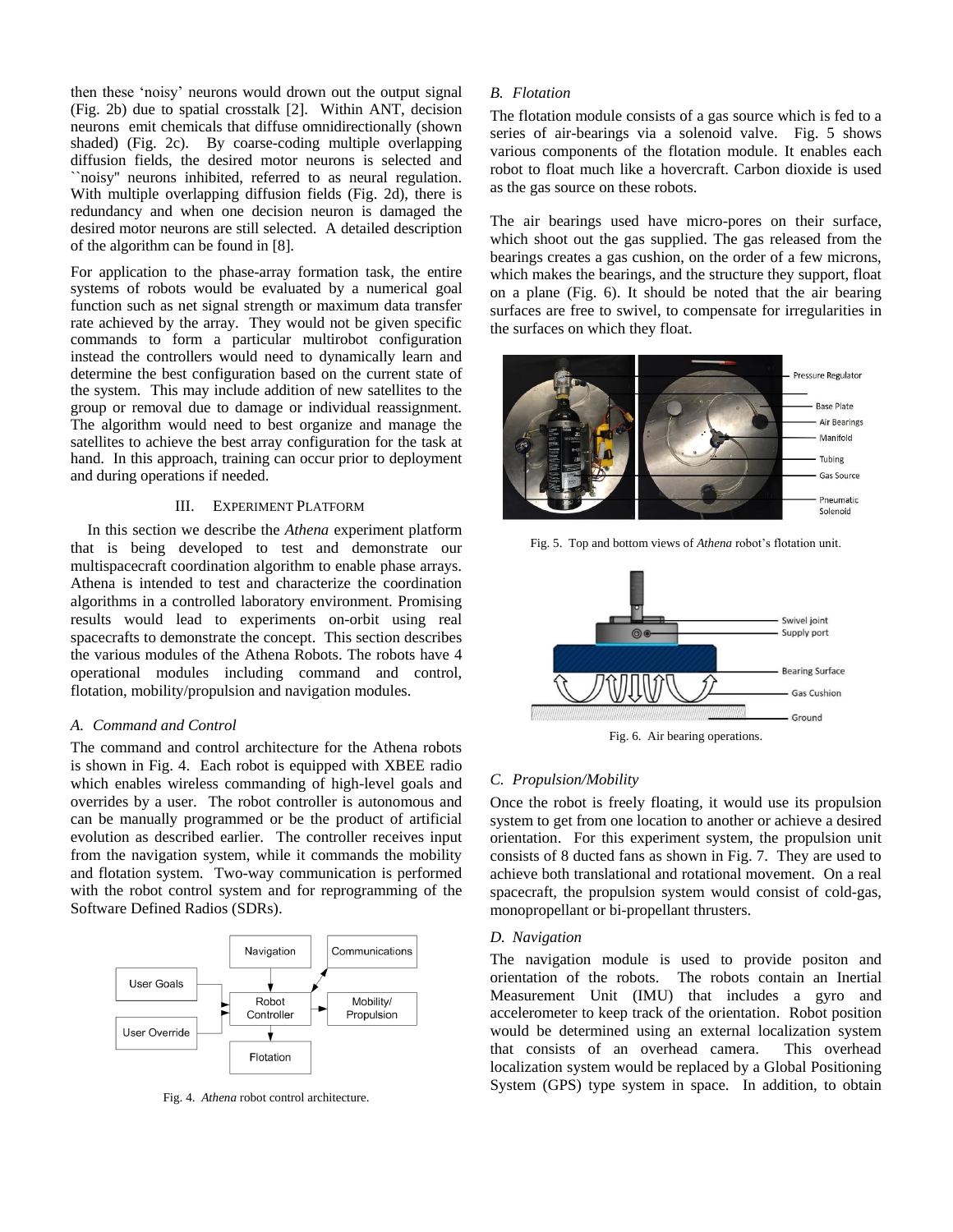then these 'noisy' neurons would drown out the output signal (Fig. 2b) due to spatial crosstalk [2]. Within ANT, decision neurons emit chemicals that diffuse omnidirectionally (shown shaded) (Fig. 2c). By coarse-coding multiple overlapping diffusion fields, the desired motor neurons is selected and ``noisy'' neurons inhibited, referred to as neural regulation. With multiple overlapping diffusion fields (Fig. 2d), there is redundancy and when one decision neuron is damaged the desired motor neurons are still selected. A detailed description of the algorithm can be found in [8].

For application to the phase-array formation task, the entire systems of robots would be evaluated by a numerical goal function such as net signal strength or maximum data transfer rate achieved by the array. They would not be given specific commands to form a particular multirobot configuration instead the controllers would need to dynamically learn and determine the best configuration based on the current state of the system. This may include addition of new satellites to the group or removal due to damage or individual reassignment. The algorithm would need to best organize and manage the satellites to achieve the best array configuration for the task at hand. In this approach, training can occur prior to deployment and during operations if needed.

## III. Experiment Platform

In this section we describe the *Athena* experiment platform that is being developed to test and demonstrate our multispacecraft coordination algorithm to enable phase arrays. Athena is intended to test and characterize the coordination algorithms in a controlled laboratory environment. Promising results would lead to experiments on-orbit using real spacecrafts to demonstrate the concept. This section describes the various modules of the Athena Robots. The robots have 4 operational modules including command and control, flotation, mobility/propulsion and navigation modules.

### *A. Command and Control*

The command and control architecture for the Athena robots is shown in Fig. 4. Each robot is equipped with XBEE radio which enables wireless commanding of high-level goals and overrides by a user. The robot controller is autonomous and can be manually programmed or be the product of artificial evolution as described earlier. The controller receives input from the navigation system, while it commands the mobility and flotation system. Two-way communication is performed with the robot control system and for reprogramming of the Software Defined Radios (SDRs).

Navigation
Communications
User Goals
Robot Controller
Mobility/ Propulsion
User Override
Flotation

Fig. 4. *Athena* robot control architecture.

### *B. Flotation*

The flotation module consists of a gas source which is fed to a series of air-bearings via a solenoid valve. Fig. 5 shows various components of the flotation module. It enables each robot to float much like a hovercraft. Carbon dioxide is used as the gas source on these robots.

The air bearings used have micro-pores on their surface, which shoot out the gas supplied. The gas released from the bearings creates a gas cushion, on the order of a few microns, which makes the bearings, and the structure they support, float on a plane (Fig. 6). It should be noted that the air bearing surfaces are free to swivel, to compensate for irregularities in the surfaces on which they float.

Pressure Regulator
Base Plate
Air Bearings
Manifold
Tubing
Gas Source
Pneumatic Solenoid

Fig. 5. Top and bottom views of *Athena* robot's flotation unit.

Swivel joint
Supply port
Bearing Surface
Gas Cushion
Ground

Fig. 6. Air bearing operations.

### *C. Propulsion/Mobility*

Once the robot is freely floating, it would use its propulsion system to get from one location to another or achieve a desired orientation. For this experiment system, the propulsion unit consists of 8 ducted fans as shown in Fig. 7. They are used to achieve both translational and rotational movement. On a real spacecraft, the propulsion system would consist of cold-gas, monopropellant or bi-propellant thrusters.

### *D. Navigation*

The navigation module is used to provide positon and orientation of the robots. The robots contain an Inertial Measurement Unit (IMU) that includes a gyro and accelerometer to keep track of the orientation. Robot position would be determined using an external localization system that consists of an overhead camera. This overhead localization system would be replaced by a Global Positioning System (GPS) type system in space. In addition, to obtain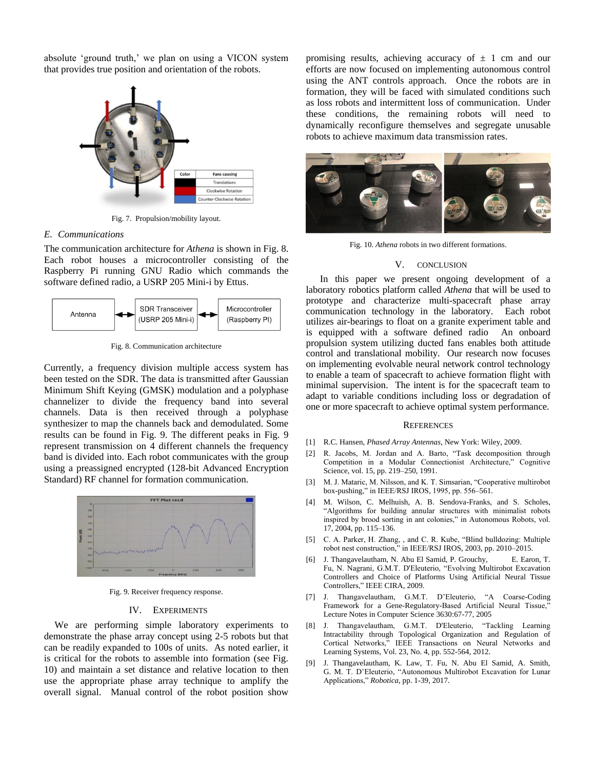absolute 'ground truth,' we plan on using a VICON system that provides true position and orientation of the robots.

| Color | Fans causing |
|---|---|
| Black | Translations |
| Red | Clockwise Rotation |
| Blue | Counter-Clockwise Rotation |

Fig. 7. Propulsion/mobility layout.

### *E. Communications*

The communication architecture for *Athena* is shown in Fig. 8. Each robot houses a microcontroller consisting of the Raspberry Pi running GNU Radio which commands the software defined radio, a USRP 205 Mini-i by Ettus.

Antenna

SDR Transceiver (USRP 205 Mini-i)

Microcontroller (Raspberry PI)

Fig. 8. Communication architecture

Currently, a frequency division multiple access system has been tested on the SDR. The data is transmitted after Gaussian Minimum Shift Keying (GMSK) modulation and a polyphase channelizer to divide the frequency band into several channels. Data is then received through a polyphase synthesizer to map the channels back and demodulated. Some results can be found in Fig. 9. The different peaks in Fig. 9 represent transmission on 4 different channels the frequency band is divided into. Each robot communicates with the group using a preassigned encrypted (128-bit Advanced Encryption Standard) RF channel for formation communication.

FFT Plot recd

Power (dB)

Frequency (kHz)

Fig. 9. Receiver frequency response.

## IV. Experiments

We are performing simple laboratory experiments to demonstrate the phase array concept using 2-5 robots but that can be readily expanded to 100s of units. As noted earlier, it is critical for the robots to assemble into formation (see Fig. 10) and maintain a set distance and relative location to then use the appropriate phase array technique to amplify the overall signal. Manual control of the robot position show promising results, achieving accuracy of ± 1 cm and our efforts are now focused on implementing autonomous control using the ANT controls approach. Once the robots are in formation, they will be faced with simulated conditions such as loss robots and intermittent loss of communication. Under these conditions, the remaining robots will need to dynamically reconfigure themselves and segregate unusable robots to achieve maximum data transmission rates.

Fig. 10. *Athena* robots in two different formations.

## V. Conclusion

In this paper we present ongoing development of a laboratory robotics platform called *Athena* that will be used to prototype and characterize multi-spacecraft phase array communication technology in the laboratory. Each robot utilizes air-bearings to float on a granite experiment table and is equipped with a software defined radio An onboard propulsion system utilizing ducted fans enables both attitude control and translational mobility. Our research now focuses on implementing evolvable neural network control technology to enable a team of spacecraft to achieve formation flight with minimal supervision. The intent is for the spacecraft team to adapt to variable conditions including loss or degradation of one or more spacecraft to achieve optimal system performance.

## References

[1] R.C. Hansen, *Phased Array Antennas*, New York: Wiley, 2009.

[2] R. Jacobs, M. Jordan and A. Barto, "Task decomposition through Competition in a Modular Connectionist Architecture," Cognitive Science, vol. 15, pp. 219–250, 1991.

[3] M. J. Mataric, M. Nilsson, and K. T. Simsarian, "Cooperative multirobot box-pushing," in IEEE/RSJ IROS, 1995, pp. 556–561.

[4] M. Wilson, C. Melhuish, A. B. Sendova-Franks, and S. Scholes, "Algorithms for building annular structures with minimalist robots inspired by brood sorting in ant colonies," in Autonomous Robots, vol. 17, 2004, pp. 115–136.

[5] C. A. Parker, H. Zhang, , and C. R. Kube, "Blind bulldozing: Multiple robot nest construction," in IEEE/RSJ IROS, 2003, pp. 2010–2015.

[6] J. Thangavelautham, N. Abu El Samid, P. Grouchy, E. Earon, T. Fu, N. Nagrani, G.M.T. D'Eleuterio, "Evolving Multirobot Excavation Controllers and Choice of Platforms Using Artificial Neural Tissue Controllers," IEEE CIRA, 2009.

[7] J. Thangavelautham, G.M.T. D'Eleuterio, "A Coarse-Coding Framework for a Gene-Regulatory-Based Artificial Neural Tissue," Lecture Notes in Computer Science 3630:67-77, 2005

[8] J. Thangavelautham, G.M.T. D'Eleuterio, "Tackling Learning Intractability through Topological Organization and Regulation of Cortical Networks," IEEE Transactions on Neural Networks and Learning Systems, Vol. 23, No. 4, pp. 552-564, 2012.

[9] J. Thangavelautham, K. Law, T. Fu, N. Abu El Samid, A. Smith, G. M. T. D'Eleuterio, "Autonomous Multirobot Excavation for Lunar Applications," *Robotica*, pp. 1-39, 2017.